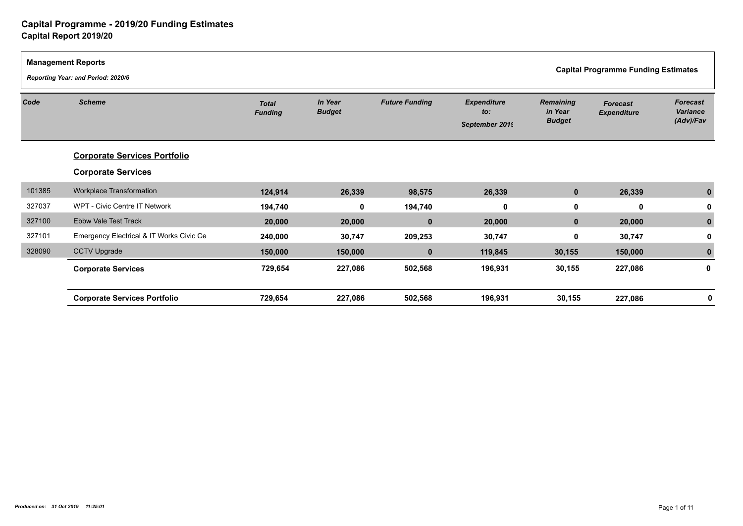# Capital Programme - 2019/20 Funding Estimates

## Capital Report 2019/20

**Management Reports**

*Reporting Year: and Period: 2020/6*

**Capital Programme Funding Estimates**

| Code | Scheme | Total Funding | In Year Budget | Future Funding | Expenditure to: September 2019 | Remaining in Year Budget | Forecast Expenditure | Forecast Variance (Adv)/Fav |
|---|---|---|---|---|---|---|---|---|
| | **Corporate Services Portfolio** | | | | | | | |
| | **Corporate Services** | | | | | | | |
| 101385 | Workplace Transformation | 124,914 | 26,339 | 98,575 | 26,339 | 0 | 26,339 | 0 |
| 327037 | WPT - Civic Centre IT Network | 194,740 | 0 | 194,740 | 0 | 0 | 0 | 0 |
| 327100 | Ebbw Vale Test Track | 20,000 | 20,000 | 0 | 20,000 | 0 | 20,000 | 0 |
| 327101 | Emergency Electrical & IT Works Civic Ce | 240,000 | 30,747 | 209,253 | 30,747 | 0 | 30,747 | 0 |
| 328090 | CCTV Upgrade | 150,000 | 150,000 | 0 | 119,845 | 30,155 | 150,000 | 0 |
| | **Corporate Services** | **729,654** | **227,086** | **502,568** | **196,931** | **30,155** | **227,086** | **0** |
| | **Corporate Services Portfolio** | **729,654** | **227,086** | **502,568** | **196,931** | **30,155** | **227,086** | **0** |

*Produced on: 31 Oct 2019 11:25:01*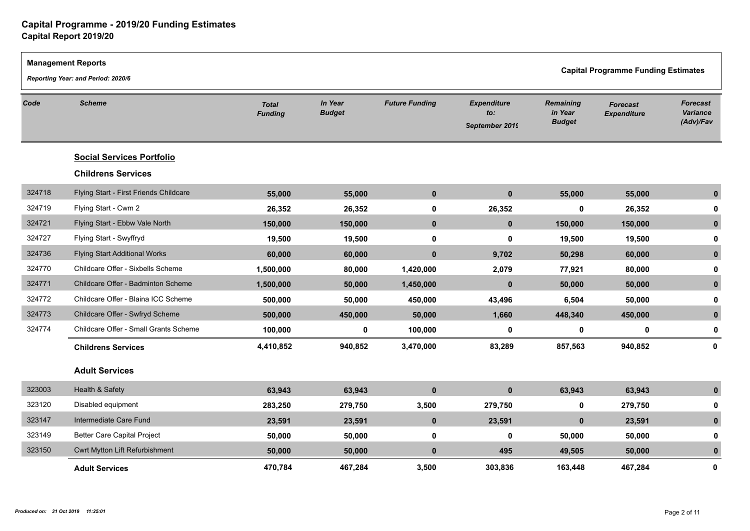# Capital Programme - 2019/20 Funding Estimates

## Capital Report 2019/20

**Management Reports**

*Reporting Year: and Period: 2020/6*

**Capital Programme Funding Estimates**

| Code | Scheme | Total Funding | In Year Budget | Future Funding | Expenditure to: September 2019 | Remaining in Year Budget | Forecast Expenditure | Forecast Variance (Adv)/Fav |
|---|---|---|---|---|---|---|---|---|
| | **Social Services Portfolio** | | | | | | | |
| | **Childrens Services** | | | | | | | |
| 324718 | Flying Start - First Friends Childcare | 55,000 | 55,000 | 0 | 0 | 55,000 | 55,000 | 0 |
| 324719 | Flying Start - Cwm 2 | 26,352 | 26,352 | 0 | 26,352 | 0 | 26,352 | 0 |
| 324721 | Flying Start - Ebbw Vale North | 150,000 | 150,000 | 0 | 0 | 150,000 | 150,000 | 0 |
| 324727 | Flying Start - Swyffryd | 19,500 | 19,500 | 0 | 0 | 19,500 | 19,500 | 0 |
| 324736 | Flying Start Additional Works | 60,000 | 60,000 | 0 | 9,702 | 50,298 | 60,000 | 0 |
| 324770 | Childcare Offer - Sixbells Scheme | 1,500,000 | 80,000 | 1,420,000 | 2,079 | 77,921 | 80,000 | 0 |
| 324771 | Childcare Offer - Badminton Scheme | 1,500,000 | 50,000 | 1,450,000 | 0 | 50,000 | 50,000 | 0 |
| 324772 | Childcare Offer - Blaina ICC Scheme | 500,000 | 50,000 | 450,000 | 43,496 | 6,504 | 50,000 | 0 |
| 324773 | Childcare Offer - Swfryd Scheme | 500,000 | 450,000 | 50,000 | 1,660 | 448,340 | 450,000 | 0 |
| 324774 | Childcare Offer - Small Grants Scheme | 100,000 | 0 | 100,000 | 0 | 0 | 0 | 0 |
| | **Childrens Services** | 4,410,852 | 940,852 | 3,470,000 | 83,289 | 857,563 | 940,852 | 0 |
| | **Adult Services** | | | | | | | |
| 323003 | Health & Safety | 63,943 | 63,943 | 0 | 0 | 63,943 | 63,943 | 0 |
| 323120 | Disabled equipment | 283,250 | 279,750 | 3,500 | 279,750 | 0 | 279,750 | 0 |
| 323147 | Intermediate Care Fund | 23,591 | 23,591 | 0 | 23,591 | 0 | 23,591 | 0 |
| 323149 | Better Care Capital Project | 50,000 | 50,000 | 0 | 0 | 50,000 | 50,000 | 0 |
| 323150 | Cwrt Mytton Lift Refurbishment | 50,000 | 50,000 | 0 | 495 | 49,505 | 50,000 | 0 |
| | **Adult Services** | 470,784 | 467,284 | 3,500 | 303,836 | 163,448 | 467,284 | 0 |

*Produced on: 31 Oct 2019 11:25:01*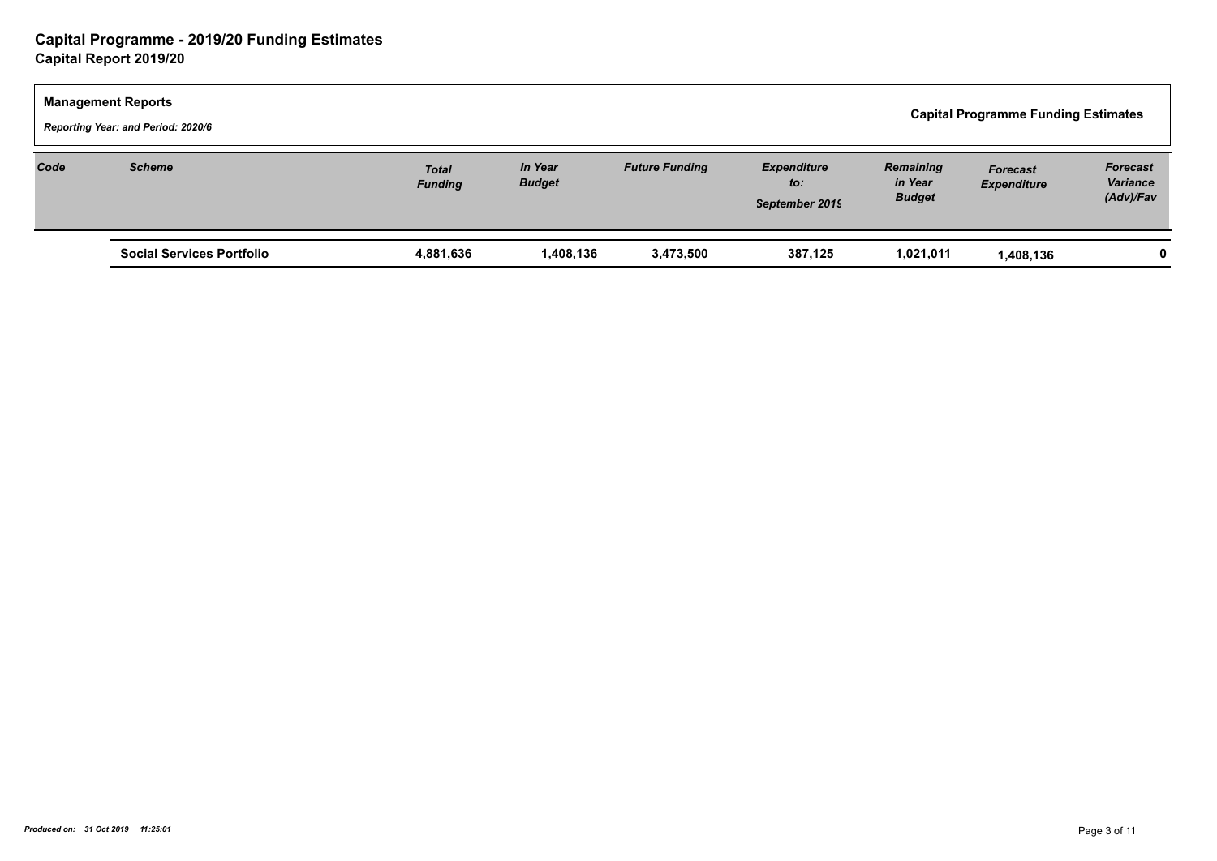# Capital Programme - 2019/20 Funding Estimates

## Capital Report 2019/20

**Management Reports**

***Reporting Year: and Period: 2020/6***

**Capital Programme Funding Estimates**

| *Code* | *Scheme* | *Total Funding* | *In Year Budget* | *Future Funding* | *Expenditure to: September 2019* | *Remaining in Year Budget* | *Forecast Expenditure* | *Forecast Variance (Adv)/Fav* |
|---|---|---|---|---|---|---|---|---|
| | **Social Services Portfolio** | **4,881,636** | **1,408,136** | **3,473,500** | **387,125** | **1,021,011** | **1,408,136** | **0** |

***Produced on: 31 Oct 2019 11:25:01***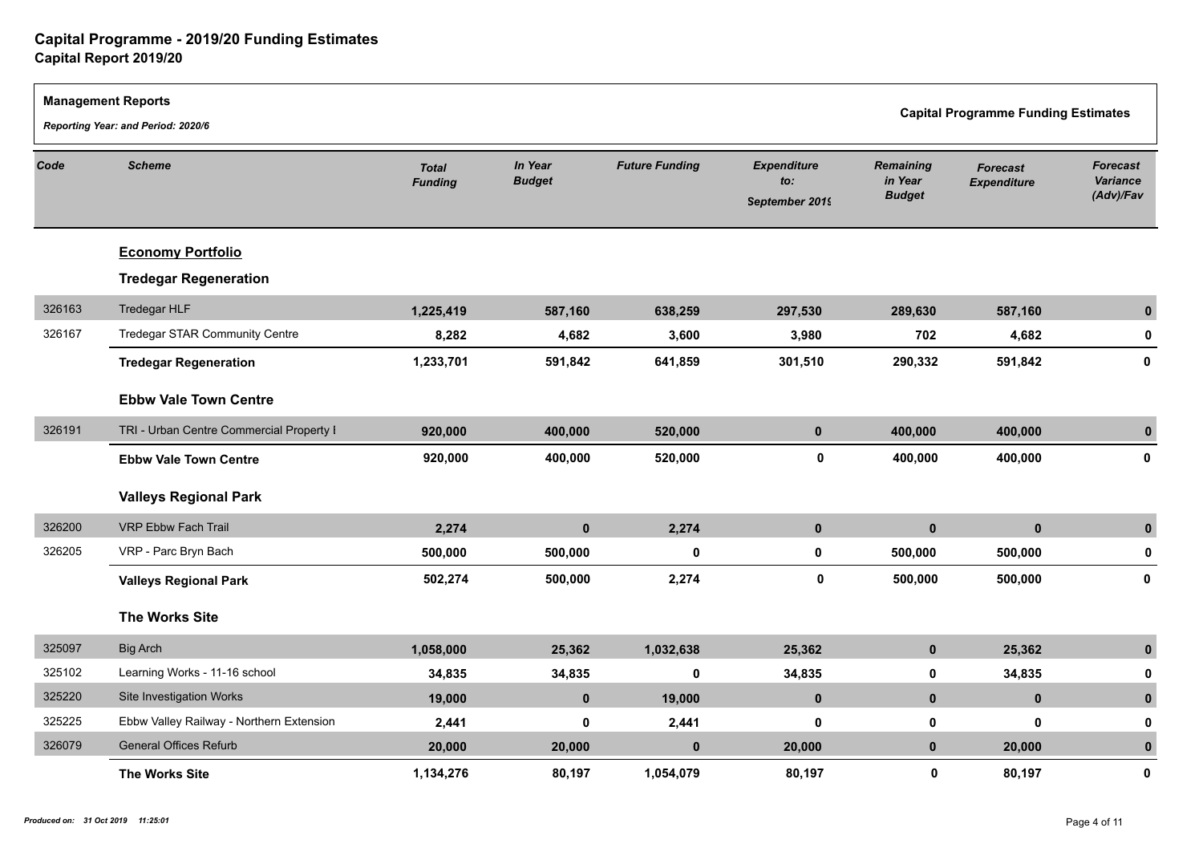# Capital Programme - 2019/20 Funding Estimates

## Capital Report 2019/20

**Management Reports**

*Reporting Year: and Period: 2020/6*

**Capital Programme Funding Estimates**

| Code | Scheme | Total Funding | In Year Budget | Future Funding | Expenditure to: September 2019 | Remaining in Year Budget | Forecast Expenditure | Forecast Variance (Adv)/Fav |
|---|---|---|---|---|---|---|---|---|
| | **Economy Portfolio** | | | | | | | |
| | **Tredegar Regeneration** | | | | | | | |
| 326163 | Tredegar HLF | 1,225,419 | 587,160 | 638,259 | 297,530 | 289,630 | 587,160 | 0 |
| 326167 | Tredegar STAR Community Centre | 8,282 | 4,682 | 3,600 | 3,980 | 702 | 4,682 | 0 |
| | **Tredegar Regeneration** | 1,233,701 | 591,842 | 641,859 | 301,510 | 290,332 | 591,842 | 0 |
| | **Ebbw Vale Town Centre** | | | | | | | |
| 326191 | TRI - Urban Centre Commercial Property I | 920,000 | 400,000 | 520,000 | 0 | 400,000 | 400,000 | 0 |
| | **Ebbw Vale Town Centre** | 920,000 | 400,000 | 520,000 | 0 | 400,000 | 400,000 | 0 |
| | **Valleys Regional Park** | | | | | | | |
| 326200 | VRP Ebbw Fach Trail | 2,274 | 0 | 2,274 | 0 | 0 | 0 | 0 |
| 326205 | VRP - Parc Bryn Bach | 500,000 | 500,000 | 0 | 0 | 500,000 | 500,000 | 0 |
| | **Valleys Regional Park** | 502,274 | 500,000 | 2,274 | 0 | 500,000 | 500,000 | 0 |
| | **The Works Site** | | | | | | | |
| 325097 | Big Arch | 1,058,000 | 25,362 | 1,032,638 | 25,362 | 0 | 25,362 | 0 |
| 325102 | Learning Works - 11-16 school | 34,835 | 34,835 | 0 | 34,835 | 0 | 34,835 | 0 |
| 325220 | Site Investigation Works | 19,000 | 0 | 19,000 | 0 | 0 | 0 | 0 |
| 325225 | Ebbw Valley Railway - Northern Extension | 2,441 | 0 | 2,441 | 0 | 0 | 0 | 0 |
| 326079 | General Offices Refurb | 20,000 | 20,000 | 0 | 20,000 | 0 | 20,000 | 0 |
| | **The Works Site** | 1,134,276 | 80,197 | 1,054,079 | 80,197 | 0 | 80,197 | 0 |

*Produced on: 31 Oct 2019 11:25:01*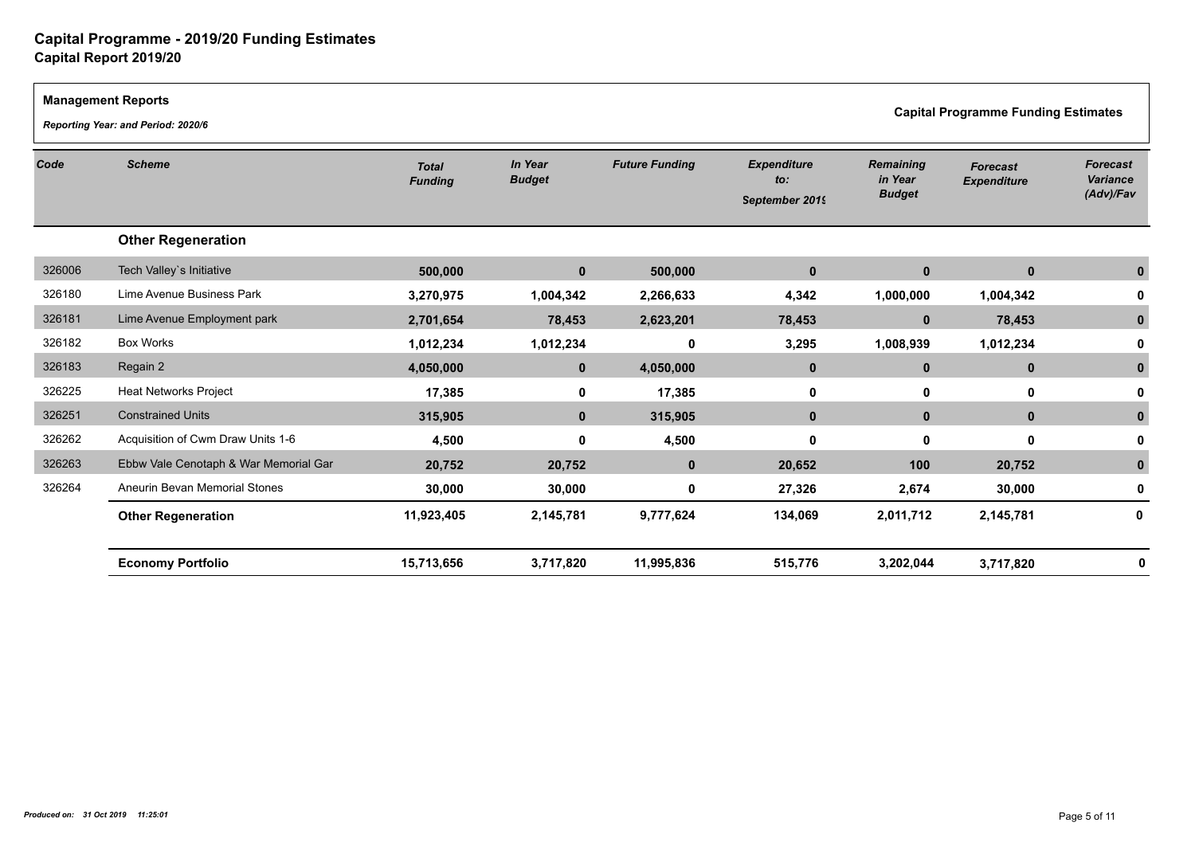# Capital Programme - 2019/20 Funding Estimates

## Capital Report 2019/20

**Management Reports**

*Reporting Year: and Period: 2020/6*

**Capital Programme Funding Estimates**

| *Code* | *Scheme* | *Total Funding* | *In Year Budget* | *Future Funding* | *Expenditure to: September 2019* | *Remaining in Year Budget* | *Forecast Expenditure* | *Forecast Variance (Adv)/Fav* |
|---|---|---|---|---|---|---|---|---|
| | **Other Regeneration** | | | | | | | |
| 326006 | Tech Valley`s Initiative | **500,000** | **0** | **500,000** | **0** | **0** | **0** | **0** |
| 326180 | Lime Avenue Business Park | **3,270,975** | **1,004,342** | **2,266,633** | **4,342** | **1,000,000** | **1,004,342** | **0** |
| 326181 | Lime Avenue Employment park | **2,701,654** | **78,453** | **2,623,201** | **78,453** | **0** | **78,453** | **0** |
| 326182 | Box Works | **1,012,234** | **1,012,234** | **0** | **3,295** | **1,008,939** | **1,012,234** | **0** |
| 326183 | Regain 2 | **4,050,000** | **0** | **4,050,000** | **0** | **0** | **0** | **0** |
| 326225 | Heat Networks Project | **17,385** | **0** | **17,385** | **0** | **0** | **0** | **0** |
| 326251 | Constrained Units | **315,905** | **0** | **315,905** | **0** | **0** | **0** | **0** |
| 326262 | Acquisition of Cwm Draw Units 1-6 | **4,500** | **0** | **4,500** | **0** | **0** | **0** | **0** |
| 326263 | Ebbw Vale Cenotaph & War Memorial Gar | **20,752** | **20,752** | **0** | **20,652** | **100** | **20,752** | **0** |
| 326264 | Aneurin Bevan Memorial Stones | **30,000** | **30,000** | **0** | **27,326** | **2,674** | **30,000** | **0** |
| | **Other Regeneration** | **11,923,405** | **2,145,781** | **9,777,624** | **134,069** | **2,011,712** | **2,145,781** | **0** |
| | **Economy Portfolio** | **15,713,656** | **3,717,820** | **11,995,836** | **515,776** | **3,202,044** | **3,717,820** | **0** |

*Produced on: 31 Oct 2019 11:25:01*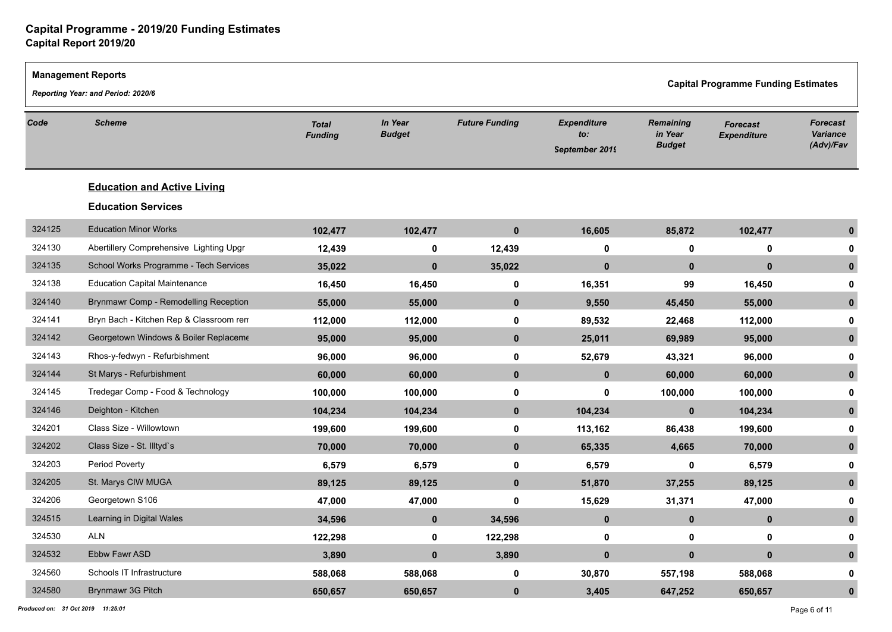# Capital Programme - 2019/20 Funding Estimates
## Capital Report 2019/20

**Management Reports**

*Reporting Year: and Period: 2020/6*

**Capital Programme Funding Estimates**

| Code | Scheme | Total Funding | In Year Budget | Future Funding | Expenditure to: September 2019 | Remaining in Year Budget | Forecast Expenditure | Forecast Variance (Adv)/Fav |
|---|---|---|---|---|---|---|---|---|
| | **Education and Active Living** | | | | | | | |
| | **Education Services** | | | | | | | |
| 324125 | Education Minor Works | 102,477 | 102,477 | 0 | 16,605 | 85,872 | 102,477 | 0 |
| 324130 | Abertillery Comprehensive Lighting Upgr | 12,439 | 0 | 12,439 | 0 | 0 | 0 | 0 |
| 324135 | School Works Programme - Tech Services | 35,022 | 0 | 35,022 | 0 | 0 | 0 | 0 |
| 324138 | Education Capital Maintenance | 16,450 | 16,450 | 0 | 16,351 | 99 | 16,450 | 0 |
| 324140 | Brynmawr Comp - Remodelling Reception | 55,000 | 55,000 | 0 | 9,550 | 45,450 | 55,000 | 0 |
| 324141 | Bryn Bach - Kitchen Rep & Classroom ren | 112,000 | 112,000 | 0 | 89,532 | 22,468 | 112,000 | 0 |
| 324142 | Georgetown Windows & Boiler Replaceme | 95,000 | 95,000 | 0 | 25,011 | 69,989 | 95,000 | 0 |
| 324143 | Rhos-y-fedwyn - Refurbishment | 96,000 | 96,000 | 0 | 52,679 | 43,321 | 96,000 | 0 |
| 324144 | St Marys - Refurbishment | 60,000 | 60,000 | 0 | 0 | 60,000 | 60,000 | 0 |
| 324145 | Tredegar Comp - Food & Technology | 100,000 | 100,000 | 0 | 0 | 100,000 | 100,000 | 0 |
| 324146 | Deighton - Kitchen | 104,234 | 104,234 | 0 | 104,234 | 0 | 104,234 | 0 |
| 324201 | Class Size - Willowtown | 199,600 | 199,600 | 0 | 113,162 | 86,438 | 199,600 | 0 |
| 324202 | Class Size - St. Illtyd`s | 70,000 | 70,000 | 0 | 65,335 | 4,665 | 70,000 | 0 |
| 324203 | Period Poverty | 6,579 | 6,579 | 0 | 6,579 | 0 | 6,579 | 0 |
| 324205 | St. Marys CIW MUGA | 89,125 | 89,125 | 0 | 51,870 | 37,255 | 89,125 | 0 |
| 324206 | Georgetown S106 | 47,000 | 47,000 | 0 | 15,629 | 31,371 | 47,000 | 0 |
| 324515 | Learning in Digital Wales | 34,596 | 0 | 34,596 | 0 | 0 | 0 | 0 |
| 324530 | ALN | 122,298 | 0 | 122,298 | 0 | 0 | 0 | 0 |
| 324532 | Ebbw Fawr ASD | 3,890 | 0 | 3,890 | 0 | 0 | 0 | 0 |
| 324560 | Schools IT Infrastructure | 588,068 | 588,068 | 0 | 30,870 | 557,198 | 588,068 | 0 |
| 324580 | Brynmawr 3G Pitch | 650,657 | 650,657 | 0 | 3,405 | 647,252 | 650,657 | 0 |

*Produced on: 31 Oct 2019 11:25:01*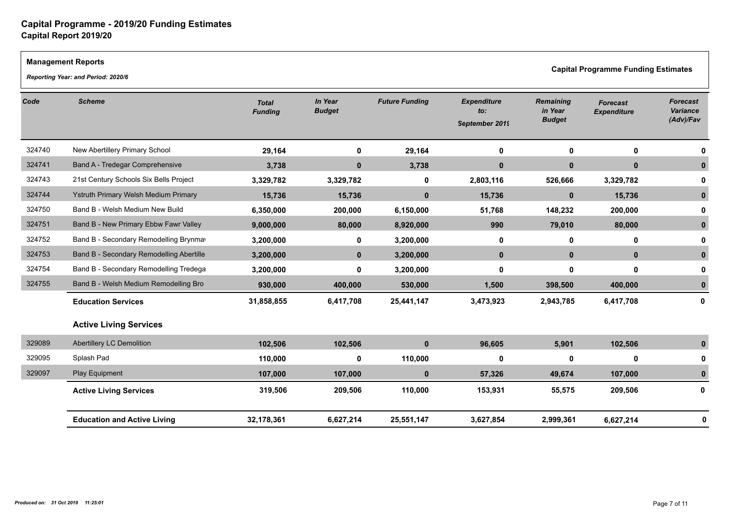# Capital Programme - 2019/20 Funding Estimates

## Capital Report 2019/20

**Management Reports**

*Reporting Year: and Period: 2020/6*

**Capital Programme Funding Estimates**

| Code | Scheme | Total Funding | In Year Budget | Future Funding | Expenditure to: September 2019 | Remaining in Year Budget | Forecast Expenditure | Forecast Variance (Adv)/Fav |
|---|---|---|---|---|---|---|---|---|
| 324740 | New Abertillery Primary School | 29,164 | 0 | 29,164 | 0 | 0 | 0 | 0 |
| 324741 | Band A - Tredegar Comprehensive | 3,738 | 0 | 3,738 | 0 | 0 | 0 | 0 |
| 324743 | 21st Century Schools Six Bells Project | 3,329,782 | 3,329,782 | 0 | 2,803,116 | 526,666 | 3,329,782 | 0 |
| 324744 | Ystruth Primary Welsh Medium Primary | 15,736 | 15,736 | 0 | 15,736 | 0 | 15,736 | 0 |
| 324750 | Band B - Welsh Medium New Build | 6,350,000 | 200,000 | 6,150,000 | 51,768 | 148,232 | 200,000 | 0 |
| 324751 | Band B - New Primary Ebbw Fawr Valley | 9,000,000 | 80,000 | 8,920,000 | 990 | 79,010 | 80,000 | 0 |
| 324752 | Band B - Secondary Remodelling Brynmaw | 3,200,000 | 0 | 3,200,000 | 0 | 0 | 0 | 0 |
| 324753 | Band B - Secondary Remodelling Abertille | 3,200,000 | 0 | 3,200,000 | 0 | 0 | 0 | 0 |
| 324754 | Band B - Secondary Remodelling Tredega | 3,200,000 | 0 | 3,200,000 | 0 | 0 | 0 | 0 |
| 324755 | Band B - Welsh Medium Remodelling Bro | 930,000 | 400,000 | 530,000 | 1,500 | 398,500 | 400,000 | 0 |
| | **Education Services** | **31,858,855** | **6,417,708** | **25,441,147** | **3,473,923** | **2,943,785** | **6,417,708** | **0** |
| | **Active Living Services** | | | | | | | |
| 329089 | Abertillery LC Demolition | 102,506 | 102,506 | 0 | 96,605 | 5,901 | 102,506 | 0 |
| 329095 | Splash Pad | 110,000 | 0 | 110,000 | 0 | 0 | 0 | 0 |
| 329097 | Play Equipment | 107,000 | 107,000 | 0 | 57,326 | 49,674 | 107,000 | 0 |
| | **Active Living Services** | **319,506** | **209,506** | **110,000** | **153,931** | **55,575** | **209,506** | **0** |
| | **Education and Active Living** | **32,178,361** | **6,627,214** | **25,551,147** | **3,627,854** | **2,999,361** | **6,627,214** | **0** |

*Produced on: 31 Oct 2019 11:25:01*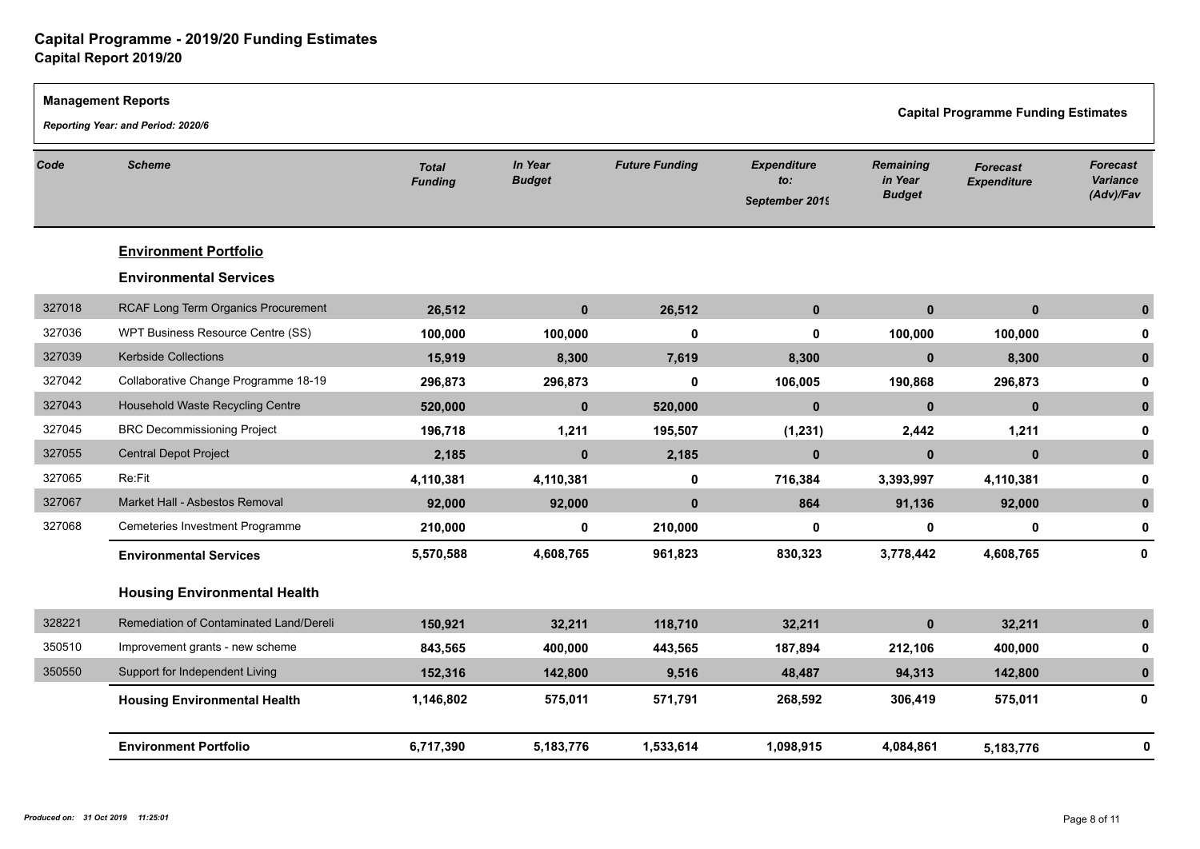# Capital Programme - 2019/20 Funding Estimates

## Capital Report 2019/20

**Management Reports**

*Reporting Year: and Period: 2020/6*

**Capital Programme Funding Estimates**

| Code | Scheme | Total Funding | In Year Budget | Future Funding | Expenditure to: September 2019 | Remaining in Year Budget | Forecast Expenditure | Forecast Variance (Adv)/Fav |
|---|---|---|---|---|---|---|---|---|
| | **Environment Portfolio** | | | | | | | |
| | **Environmental Services** | | | | | | | |
| 327018 | RCAF Long Term Organics Procurement | 26,512 | 0 | 26,512 | 0 | 0 | 0 | 0 |
| 327036 | WPT Business Resource Centre (SS) | 100,000 | 100,000 | 0 | 0 | 100,000 | 100,000 | 0 |
| 327039 | Kerbside Collections | 15,919 | 8,300 | 7,619 | 8,300 | 0 | 8,300 | 0 |
| 327042 | Collaborative Change Programme 18-19 | 296,873 | 296,873 | 0 | 106,005 | 190,868 | 296,873 | 0 |
| 327043 | Household Waste Recycling Centre | 520,000 | 0 | 520,000 | 0 | 0 | 0 | 0 |
| 327045 | BRC Decommissioning Project | 196,718 | 1,211 | 195,507 | (1,231) | 2,442 | 1,211 | 0 |
| 327055 | Central Depot Project | 2,185 | 0 | 2,185 | 0 | 0 | 0 | 0 |
| 327065 | Re:Fit | 4,110,381 | 4,110,381 | 0 | 716,384 | 3,393,997 | 4,110,381 | 0 |
| 327067 | Market Hall - Asbestos Removal | 92,000 | 92,000 | 0 | 864 | 91,136 | 92,000 | 0 |
| 327068 | Cemeteries Investment Programme | 210,000 | 0 | 210,000 | 0 | 0 | 0 | 0 |
| | **Environmental Services** | 5,570,588 | 4,608,765 | 961,823 | 830,323 | 3,778,442 | 4,608,765 | 0 |
| | **Housing Environmental Health** | | | | | | | |
| 328221 | Remediation of Contaminated Land/Dereli | 150,921 | 32,211 | 118,710 | 32,211 | 0 | 32,211 | 0 |
| 350510 | Improvement grants - new scheme | 843,565 | 400,000 | 443,565 | 187,894 | 212,106 | 400,000 | 0 |
| 350550 | Support for Independent Living | 152,316 | 142,800 | 9,516 | 48,487 | 94,313 | 142,800 | 0 |
| | **Housing Environmental Health** | 1,146,802 | 575,011 | 571,791 | 268,592 | 306,419 | 575,011 | 0 |
| | **Environment Portfolio** | 6,717,390 | 5,183,776 | 1,533,614 | 1,098,915 | 4,084,861 | 5,183,776 | 0 |

*Produced on: 31 Oct 2019 11:25:01*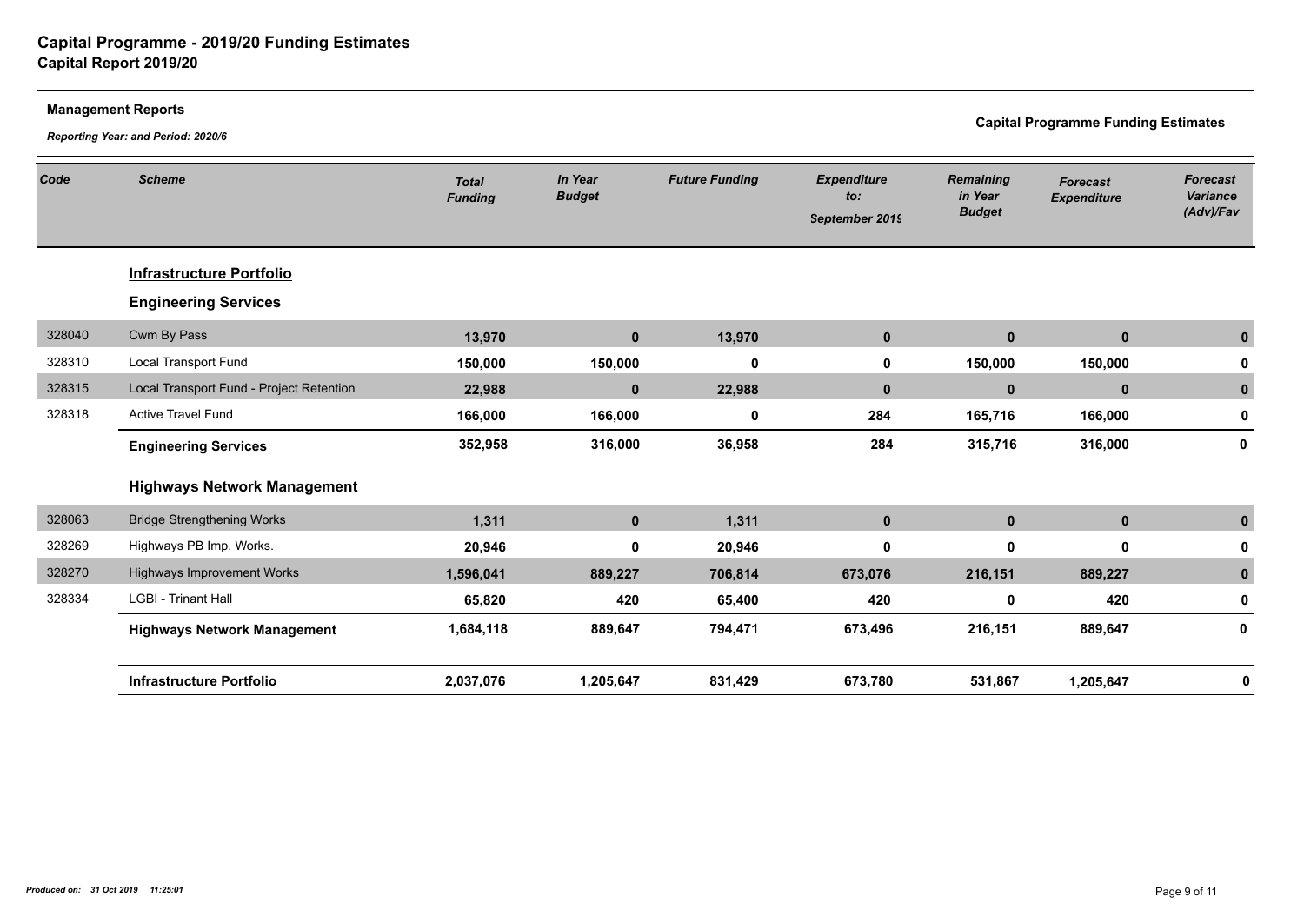# Capital Programme - 2019/20 Funding Estimates

## Capital Report 2019/20

**Management Reports**

*Reporting Year: and Period: 2020/6*

**Capital Programme Funding Estimates**

| Code | Scheme | Total Funding | In Year Budget | Future Funding | Expenditure to: September 2019 | Remaining in Year Budget | Forecast Expenditure | Forecast Variance (Adv)/Fav |
|---|---|---|---|---|---|---|---|---|
| | **Infrastructure Portfolio** | | | | | | | |
| | **Engineering Services** | | | | | | | |
| 328040 | Cwm By Pass | 13,970 | 0 | 13,970 | 0 | 0 | 0 | 0 |
| 328310 | Local Transport Fund | 150,000 | 150,000 | 0 | 0 | 150,000 | 150,000 | 0 |
| 328315 | Local Transport Fund - Project Retention | 22,988 | 0 | 22,988 | 0 | 0 | 0 | 0 |
| 328318 | Active Travel Fund | 166,000 | 166,000 | 0 | 284 | 165,716 | 166,000 | 0 |
| | **Engineering Services** | **352,958** | **316,000** | **36,958** | **284** | **315,716** | **316,000** | **0** |
| | **Highways Network Management** | | | | | | | |
| 328063 | Bridge Strengthening Works | 1,311 | 0 | 1,311 | 0 | 0 | 0 | 0 |
| 328269 | Highways PB Imp. Works. | 20,946 | 0 | 20,946 | 0 | 0 | 0 | 0 |
| 328270 | Highways Improvement Works | 1,596,041 | 889,227 | 706,814 | 673,076 | 216,151 | 889,227 | 0 |
| 328334 | LGBI - Trinant Hall | 65,820 | 420 | 65,400 | 420 | 0 | 420 | 0 |
| | **Highways Network Management** | **1,684,118** | **889,647** | **794,471** | **673,496** | **216,151** | **889,647** | **0** |
| | **Infrastructure Portfolio** | **2,037,076** | **1,205,647** | **831,429** | **673,780** | **531,867** | **1,205,647** | **0** |

*Produced on: 31 Oct 2019 11:25:01*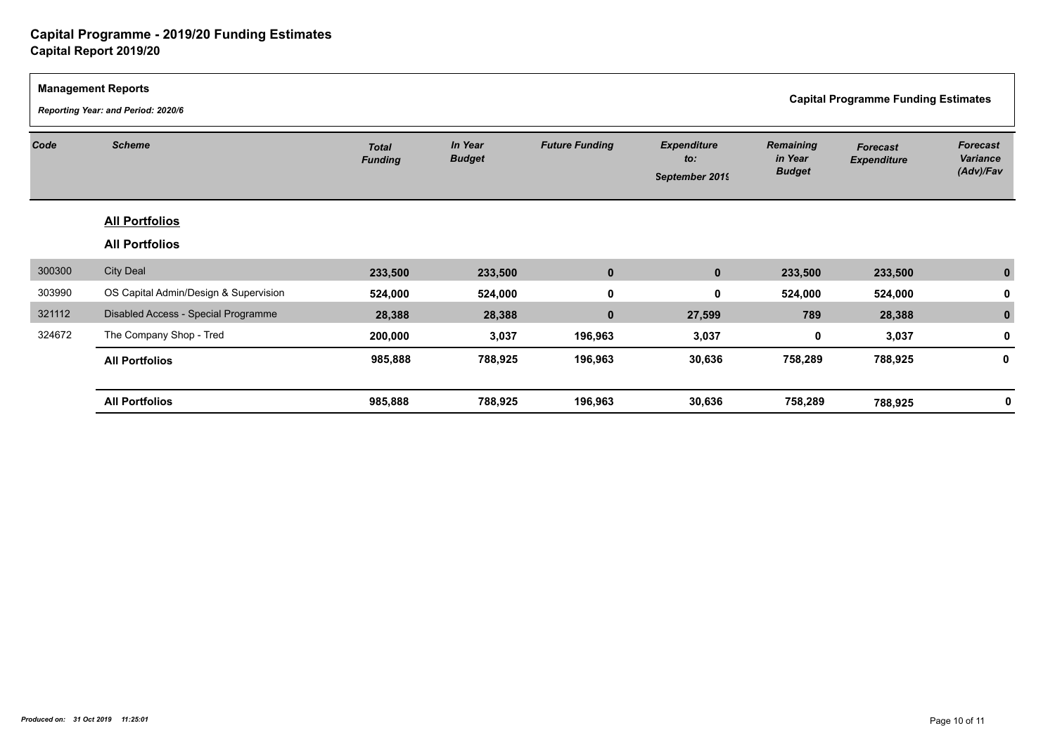# Capital Programme - 2019/20 Funding Estimates

## Capital Report 2019/20

**Management Reports**

*Reporting Year: and Period: 2020/6*

**Capital Programme Funding Estimates**

| Code | Scheme | Total Funding | In Year Budget | Future Funding | Expenditure to: September 2019 | Remaining in Year Budget | Forecast Expenditure | Forecast Variance (Adv)/Fav |
|---|---|---|---|---|---|---|---|---|
| | **All Portfolios** | | | | | | | |
| | **All Portfolios** | | | | | | | |
| 300300 | City Deal | **233,500** | **233,500** | **0** | **0** | **233,500** | **233,500** | **0** |
| 303990 | OS Capital Admin/Design & Supervision | **524,000** | **524,000** | **0** | **0** | **524,000** | **524,000** | **0** |
| 321112 | Disabled Access - Special Programme | **28,388** | **28,388** | **0** | **27,599** | **789** | **28,388** | **0** |
| 324672 | The Company Shop - Tred | **200,000** | **3,037** | **196,963** | **3,037** | **0** | **3,037** | **0** |
| | **All Portfolios** | **985,888** | **788,925** | **196,963** | **30,636** | **758,289** | **788,925** | **0** |
| | **All Portfolios** | **985,888** | **788,925** | **196,963** | **30,636** | **758,289** | **788,925** | **0** |

*Produced on: 31 Oct 2019 11:25:01*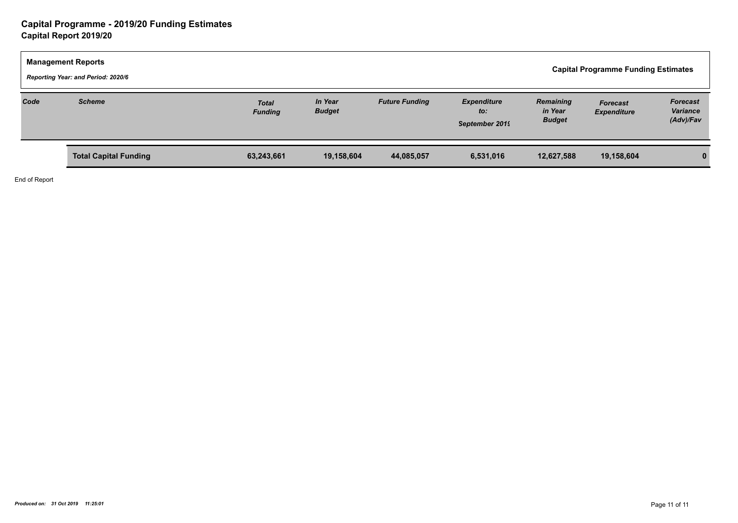# Capital Programme - 2019/20 Funding Estimates

## Capital Report 2019/20

**Management Reports**

***Reporting Year: and Period: 2020/6***

**Capital Programme Funding Estimates**

| *Code* | *Scheme* | *Total Funding* | *In Year Budget* | *Future Funding* | *Expenditure to: September 2019* | *Remaining in Year Budget* | *Forecast Expenditure* | *Forecast Variance (Adv)/Fav* |
|---|---|---|---|---|---|---|---|---|
| | **Total Capital Funding** | **63,243,661** | **19,158,604** | **44,085,057** | **6,531,016** | **12,627,588** | **19,158,604** | **0** |

End of Report

***Produced on: 31 Oct 2019 11:25:01***